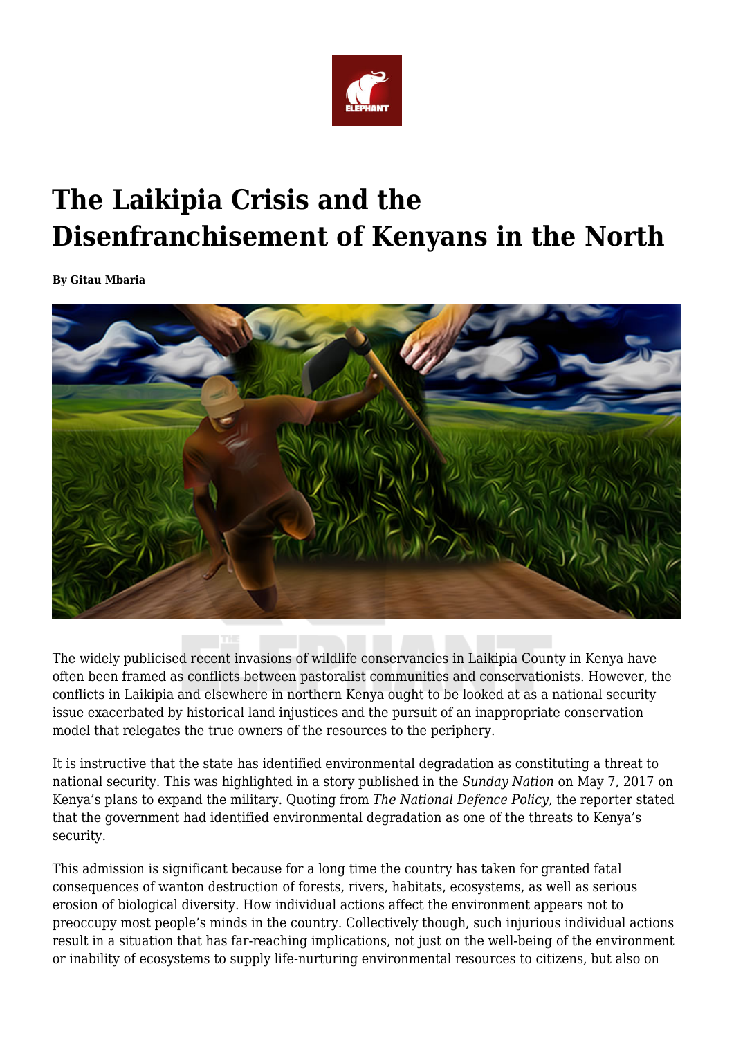# The Laikipia Crisis and the Disenfranchisement of Kenyans in the North

**By Gitau Mbaria**

The widely publicised recent invasions of wildlife conservancies in Laikipia County in Kenya have often been framed as conflicts between pastoralist communities and conservationists. However, the conflicts in Laikipia and elsewhere in northern Kenya ought to be looked at as a national security issue exacerbated by historical land injustices and the pursuit of an inappropriate conservation model that relegates the true owners of the resources to the periphery.

It is instructive that the state has identified environmental degradation as constituting a threat to national security. This was highlighted in a story published in the *Sunday Nation* on May 7, 2017 on Kenya's plans to expand the military. Quoting from *The National Defence Policy*, the reporter stated that the government had identified environmental degradation as one of the threats to Kenya's security.

This admission is significant because for a long time the country has taken for granted fatal consequences of wanton destruction of forests, rivers, habitats, ecosystems, as well as serious erosion of biological diversity. How individual actions affect the environment appears not to preoccupy most people's minds in the country. Collectively though, such injurious individual actions result in a situation that has far-reaching implications, not just on the well-being of the environment or inability of ecosystems to supply life-nurturing environmental resources to citizens, but also on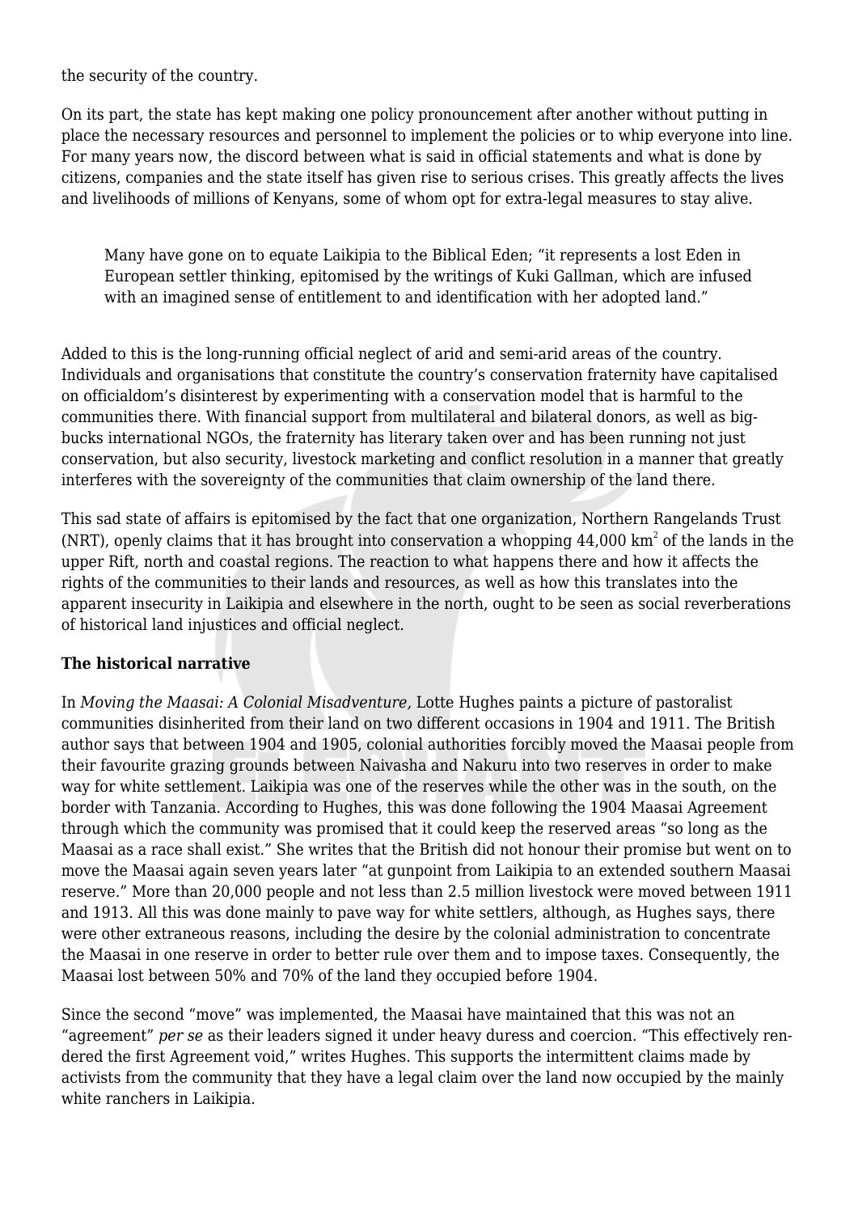the security of the country.

On its part, the state has kept making one policy pronouncement after another without putting in place the necessary resources and personnel to implement the policies or to whip everyone into line. For many years now, the discord between what is said in official statements and what is done by citizens, companies and the state itself has given rise to serious crises. This greatly affects the lives and livelihoods of millions of Kenyans, some of whom opt for extra-legal measures to stay alive.

> Many have gone on to equate Laikipia to the Biblical Eden; “it represents a lost Eden in European settler thinking, epitomised by the writings of Kuki Gallman, which are infused with an imagined sense of entitlement to and identification with her adopted land.”

Added to this is the long-running official neglect of arid and semi-arid areas of the country. Individuals and organisations that constitute the country’s conservation fraternity have capitalised on officialdom’s disinterest by experimenting with a conservation model that is harmful to the communities there. With financial support from multilateral and bilateral donors, as well as big-bucks international NGOs, the fraternity has literary taken over and has been running not just conservation, but also security, livestock marketing and conflict resolution in a manner that greatly interferes with the sovereignty of the communities that claim ownership of the land there.

This sad state of affairs is epitomised by the fact that one organization, Northern Rangelands Trust (NRT), openly claims that it has brought into conservation a whopping 44,000 $km^2$ of the lands in the upper Rift, north and coastal regions. The reaction to what happens there and how it affects the rights of the communities to their lands and resources, as well as how this translates into the apparent insecurity in Laikipia and elsewhere in the north, ought to be seen as social reverberations of historical land injustices and official neglect.

**The historical narrative**

In *Moving the Maasai: A Colonial Misadventure,* Lotte Hughes paints a picture of pastoralist communities disinherited from their land on two different occasions in 1904 and 1911. The British author says that between 1904 and 1905, colonial authorities forcibly moved the Maasai people from their favourite grazing grounds between Naivasha and Nakuru into two reserves in order to make way for white settlement. Laikipia was one of the reserves while the other was in the south, on the border with Tanzania. According to Hughes, this was done following the 1904 Maasai Agreement through which the community was promised that it could keep the reserved areas “so long as the Maasai as a race shall exist.” She writes that the British did not honour their promise but went on to move the Maasai again seven years later “at gunpoint from Laikipia to an extended southern Maasai reserve.” More than 20,000 people and not less than 2.5 million livestock were moved between 1911 and 1913. All this was done mainly to pave way for white settlers, although, as Hughes says, there were other extraneous reasons, including the desire by the colonial administration to concentrate the Maasai in one reserve in order to better rule over them and to impose taxes. Consequently, the Maasai lost between 50% and 70% of the land they occupied before 1904.

Since the second “move” was implemented, the Maasai have maintained that this was not an “agreement” *per se* as their leaders signed it under heavy duress and coercion. “This effectively rendered the first Agreement void,” writes Hughes. This supports the intermittent claims made by activists from the community that they have a legal claim over the land now occupied by the mainly white ranchers in Laikipia.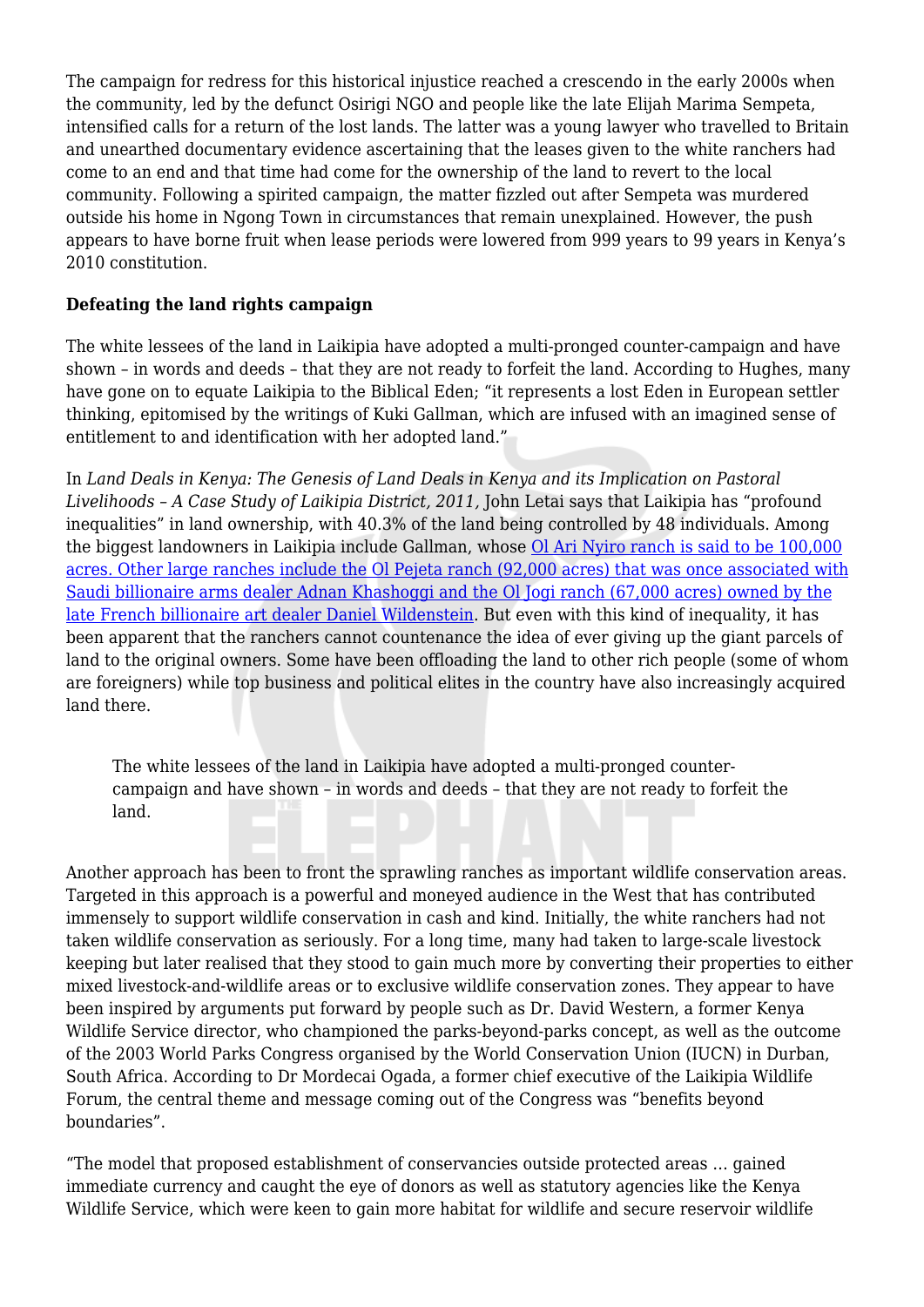The campaign for redress for this historical injustice reached a crescendo in the early 2000s when the community, led by the defunct Osirigi NGO and people like the late Elijah Marima Sempeta, intensified calls for a return of the lost lands. The latter was a young lawyer who travelled to Britain and unearthed documentary evidence ascertaining that the leases given to the white ranchers had come to an end and that time had come for the ownership of the land to revert to the local community. Following a spirited campaign, the matter fizzled out after Sempeta was murdered outside his home in Ngong Town in circumstances that remain unexplained. However, the push appears to have borne fruit when lease periods were lowered from 999 years to 99 years in Kenya's 2010 constitution.

**Defeating the land rights campaign**

The white lessees of the land in Laikipia have adopted a multi-pronged counter-campaign and have shown – in words and deeds – that they are not ready to forfeit the land. According to Hughes, many have gone on to equate Laikipia to the Biblical Eden; "it represents a lost Eden in European settler thinking, epitomised by the writings of Kuki Gallman, which are infused with an imagined sense of entitlement to and identification with her adopted land."

In *Land Deals in Kenya: The Genesis of Land Deals in Kenya and its Implication on Pastoral Livelihoods – A Case Study of Laikipia District, 2011*, John Letai says that Laikipia has "profound inequalities" in land ownership, with 40.3% of the land being controlled by 48 individuals. Among the biggest landowners in Laikipia include Gallman, whose Ol Ari Nyiro ranch is said to be 100,000 acres. Other large ranches include the Ol Pejeta ranch (92,000 acres) that was once associated with Saudi billionaire arms dealer Adnan Khashoggi and the Ol Jogi ranch (67,000 acres) owned by the late French billionaire art dealer Daniel Wildenstein. But even with this kind of inequality, it has been apparent that the ranchers cannot countenance the idea of ever giving up the giant parcels of land to the original owners. Some have been offloading the land to other rich people (some of whom are foreigners) while top business and political elites in the country have also increasingly acquired land there.

> The white lessees of the land in Laikipia have adopted a multi-pronged counter-campaign and have shown – in words and deeds – that they are not ready to forfeit the land.

Another approach has been to front the sprawling ranches as important wildlife conservation areas. Targeted in this approach is a powerful and moneyed audience in the West that has contributed immensely to support wildlife conservation in cash and kind. Initially, the white ranchers had not taken wildlife conservation as seriously. For a long time, many had taken to large-scale livestock keeping but later realised that they stood to gain much more by converting their properties to either mixed livestock-and-wildlife areas or to exclusive wildlife conservation zones. They appear to have been inspired by arguments put forward by people such as Dr. David Western, a former Kenya Wildlife Service director, who championed the parks-beyond-parks concept, as well as the outcome of the 2003 World Parks Congress organised by the World Conservation Union (IUCN) in Durban, South Africa. According to Dr Mordecai Ogada, a former chief executive of the Laikipia Wildlife Forum, the central theme and message coming out of the Congress was "benefits beyond boundaries".

"The model that proposed establishment of conservancies outside protected areas … gained immediate currency and caught the eye of donors as well as statutory agencies like the Kenya Wildlife Service, which were keen to gain more habitat for wildlife and secure reservoir wildlife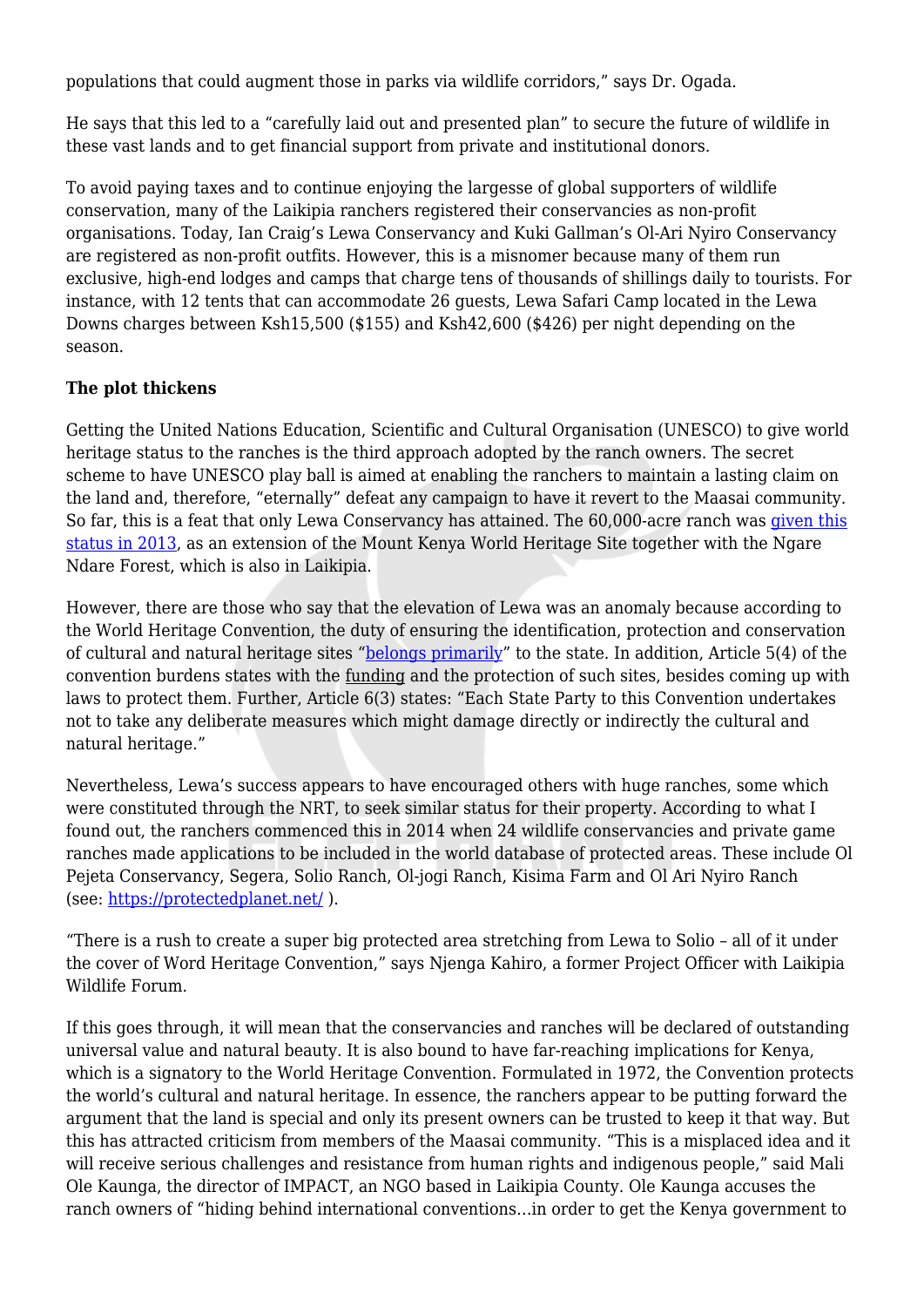populations that could augment those in parks via wildlife corridors," says Dr. Ogada.

He says that this led to a "carefully laid out and presented plan" to secure the future of wildlife in these vast lands and to get financial support from private and institutional donors.

To avoid paying taxes and to continue enjoying the largesse of global supporters of wildlife conservation, many of the Laikipia ranchers registered their conservancies as non-profit organisations. Today, Ian Craig's Lewa Conservancy and Kuki Gallman's Ol-Ari Nyiro Conservancy are registered as non-profit outfits. However, this is a misnomer because many of them run exclusive, high-end lodges and camps that charge tens of thousands of shillings daily to tourists. For instance, with 12 tents that can accommodate 26 guests, Lewa Safari Camp located in the Lewa Downs charges between Ksh15,500 ($155) and Ksh42,600 ($426) per night depending on the season.

**The plot thickens**

Getting the United Nations Education, Scientific and Cultural Organisation (UNESCO) to give world heritage status to the ranches is the third approach adopted by the ranch owners. The secret scheme to have UNESCO play ball is aimed at enabling the ranchers to maintain a lasting claim on the land and, therefore, "eternally" defeat any campaign to have it revert to the Maasai community. So far, this is a feat that only Lewa Conservancy has attained. The 60,000-acre ranch was given this status in 2013, as an extension of the Mount Kenya World Heritage Site together with the Ngare Ndare Forest, which is also in Laikipia.

However, there are those who say that the elevation of Lewa was an anomaly because according to the World Heritage Convention, the duty of ensuring the identification, protection and conservation of cultural and natural heritage sites "belongs primarily" to the state. In addition, Article 5(4) of the convention burdens states with the funding and the protection of such sites, besides coming up with laws to protect them. Further, Article 6(3) states: "Each State Party to this Convention undertakes not to take any deliberate measures which might damage directly or indirectly the cultural and natural heritage."

Nevertheless, Lewa's success appears to have encouraged others with huge ranches, some which were constituted through the NRT, to seek similar status for their property. According to what I found out, the ranchers commenced this in 2014 when 24 wildlife conservancies and private game ranches made applications to be included in the world database of protected areas. These include Ol Pejeta Conservancy, Segera, Solio Ranch, Ol-jogi Ranch, Kisima Farm and Ol Ari Nyiro Ranch (see: https://protectedplanet.net/ ).

"There is a rush to create a super big protected area stretching from Lewa to Solio – all of it under the cover of Word Heritage Convention," says Njenga Kahiro, a former Project Officer with Laikipia Wildlife Forum.

If this goes through, it will mean that the conservancies and ranches will be declared of outstanding universal value and natural beauty. It is also bound to have far-reaching implications for Kenya, which is a signatory to the World Heritage Convention. Formulated in 1972, the Convention protects the world's cultural and natural heritage. In essence, the ranchers appear to be putting forward the argument that the land is special and only its present owners can be trusted to keep it that way. But this has attracted criticism from members of the Maasai community. "This is a misplaced idea and it will receive serious challenges and resistance from human rights and indigenous people," said Mali Ole Kaunga, the director of IMPACT, an NGO based in Laikipia County. Ole Kaunga accuses the ranch owners of "hiding behind international conventions…in order to get the Kenya government to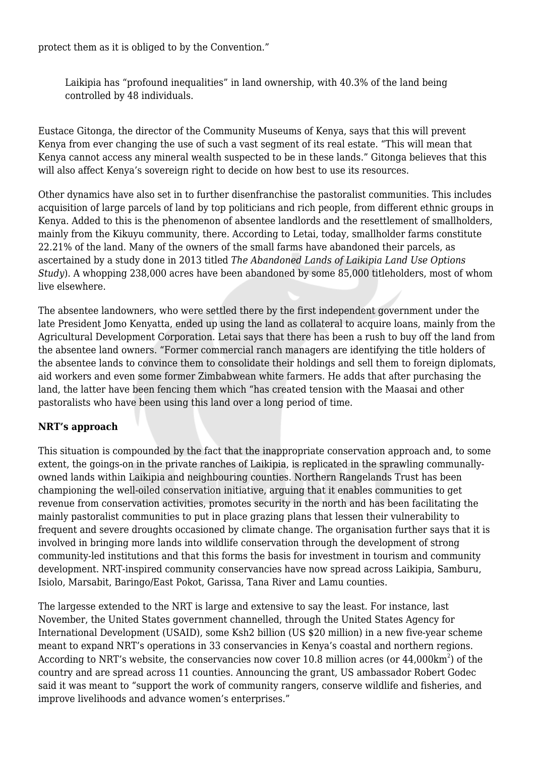protect them as it is obliged to by the Convention."

> Laikipia has "profound inequalities" in land ownership, with 40.3% of the land being controlled by 48 individuals.

Eustace Gitonga, the director of the Community Museums of Kenya, says that this will prevent Kenya from ever changing the use of such a vast segment of its real estate. "This will mean that Kenya cannot access any mineral wealth suspected to be in these lands." Gitonga believes that this will also affect Kenya's sovereign right to decide on how best to use its resources.

Other dynamics have also set in to further disenfranchise the pastoralist communities. This includes acquisition of large parcels of land by top politicians and rich people, from different ethnic groups in Kenya. Added to this is the phenomenon of absentee landlords and the resettlement of smallholders, mainly from the Kikuyu community, there. According to Letai, today, smallholder farms constitute 22.21% of the land. Many of the owners of the small farms have abandoned their parcels, as ascertained by a study done in 2013 titled *The Abandoned Lands of Laikipia Land Use Options Study*). A whopping 238,000 acres have been abandoned by some 85,000 titleholders, most of whom live elsewhere.

The absentee landowners, who were settled there by the first independent government under the late President Jomo Kenyatta, ended up using the land as collateral to acquire loans, mainly from the Agricultural Development Corporation. Letai says that there has been a rush to buy off the land from the absentee land owners. "Former commercial ranch managers are identifying the title holders of the absentee lands to convince them to consolidate their holdings and sell them to foreign diplomats, aid workers and even some former Zimbabwean white farmers. He adds that after purchasing the land, the latter have been fencing them which "has created tension with the Maasai and other pastoralists who have been using this land over a long period of time.

**NRT's approach**

This situation is compounded by the fact that the inappropriate conservation approach and, to some extent, the goings-on in the private ranches of Laikipia, is replicated in the sprawling communally-owned lands within Laikipia and neighbouring counties. Northern Rangelands Trust has been championing the well-oiled conservation initiative, arguing that it enables communities to get revenue from conservation activities, promotes security in the north and has been facilitating the mainly pastoralist communities to put in place grazing plans that lessen their vulnerability to frequent and severe droughts occasioned by climate change. The organisation further says that it is involved in bringing more lands into wildlife conservation through the development of strong community-led institutions and that this forms the basis for investment in tourism and community development. NRT-inspired community conservancies have now spread across Laikipia, Samburu, Isiolo, Marsabit, Baringo/East Pokot, Garissa, Tana River and Lamu counties.

The largesse extended to the NRT is large and extensive to say the least. For instance, last November, the United States government channelled, through the United States Agency for International Development (USAID), some Ksh2 billion (US $20 million) in a new five-year scheme meant to expand NRT's operations in 33 conservancies in Kenya's coastal and northern regions. According to NRT's website, the conservancies now cover 10.8 million acres (or 44,000km$^2$) of the country and are spread across 11 counties. Announcing the grant, US ambassador Robert Godec said it was meant to "support the work of community rangers, conserve wildlife and fisheries, and improve livelihoods and advance women's enterprises."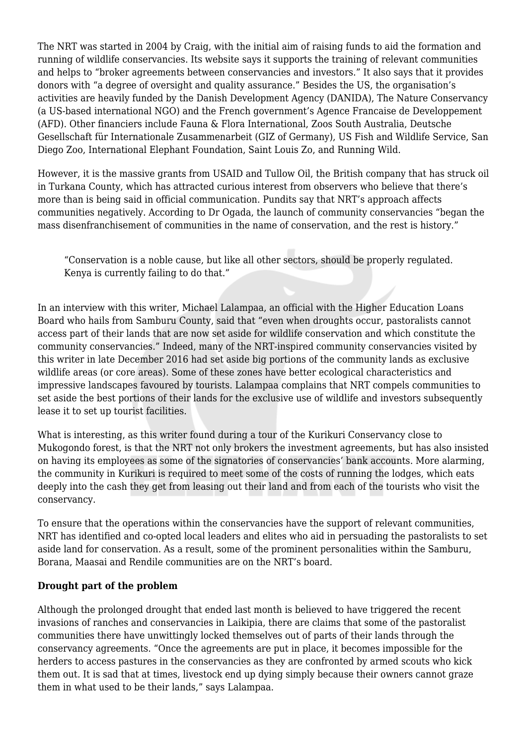The NRT was started in 2004 by Craig, with the initial aim of raising funds to aid the formation and running of wildlife conservancies. Its website says it supports the training of relevant communities and helps to "broker agreements between conservancies and investors." It also says that it provides donors with "a degree of oversight and quality assurance." Besides the US, the organisation's activities are heavily funded by the Danish Development Agency (DANIDA), The Nature Conservancy (a US-based international NGO) and the French government's Agence Francaise de Developpement (AFD). Other financiers include Fauna & Flora International, Zoos South Australia, Deutsche Gesellschaft für Internationale Zusammenarbeit (GIZ of Germany), US Fish and Wildlife Service, San Diego Zoo, International Elephant Foundation, Saint Louis Zo, and Running Wild.

However, it is the massive grants from USAID and Tullow Oil, the British company that has struck oil in Turkana County, which has attracted curious interest from observers who believe that there's more than is being said in official communication. Pundits say that NRT's approach affects communities negatively. According to Dr Ogada, the launch of community conservancies "began the mass disenfranchisement of communities in the name of conservation, and the rest is history."

> "Conservation is a noble cause, but like all other sectors, should be properly regulated. Kenya is currently failing to do that."

In an interview with this writer, Michael Lalampaa, an official with the Higher Education Loans Board who hails from Samburu County, said that "even when droughts occur, pastoralists cannot access part of their lands that are now set aside for wildlife conservation and which constitute the community conservancies." Indeed, many of the NRT-inspired community conservancies visited by this writer in late December 2016 had set aside big portions of the community lands as exclusive wildlife areas (or core areas). Some of these zones have better ecological characteristics and impressive landscapes favoured by tourists. Lalampaa complains that NRT compels communities to set aside the best portions of their lands for the exclusive use of wildlife and investors subsequently lease it to set up tourist facilities.

What is interesting, as this writer found during a tour of the Kurikuri Conservancy close to Mukogondo forest, is that the NRT not only brokers the investment agreements, but has also insisted on having its employees as some of the signatories of conservancies' bank accounts. More alarming, the community in Kurikuri is required to meet some of the costs of running the lodges, which eats deeply into the cash they get from leasing out their land and from each of the tourists who visit the conservancy.

To ensure that the operations within the conservancies have the support of relevant communities, NRT has identified and co-opted local leaders and elites who aid in persuading the pastoralists to set aside land for conservation. As a result, some of the prominent personalities within the Samburu, Borana, Maasai and Rendile communities are on the NRT's board.

**Drought part of the problem**

Although the prolonged drought that ended last month is believed to have triggered the recent invasions of ranches and conservancies in Laikipia, there are claims that some of the pastoralist communities there have unwittingly locked themselves out of parts of their lands through the conservancy agreements. "Once the agreements are put in place, it becomes impossible for the herders to access pastures in the conservancies as they are confronted by armed scouts who kick them out. It is sad that at times, livestock end up dying simply because their owners cannot graze them in what used to be their lands," says Lalampaa.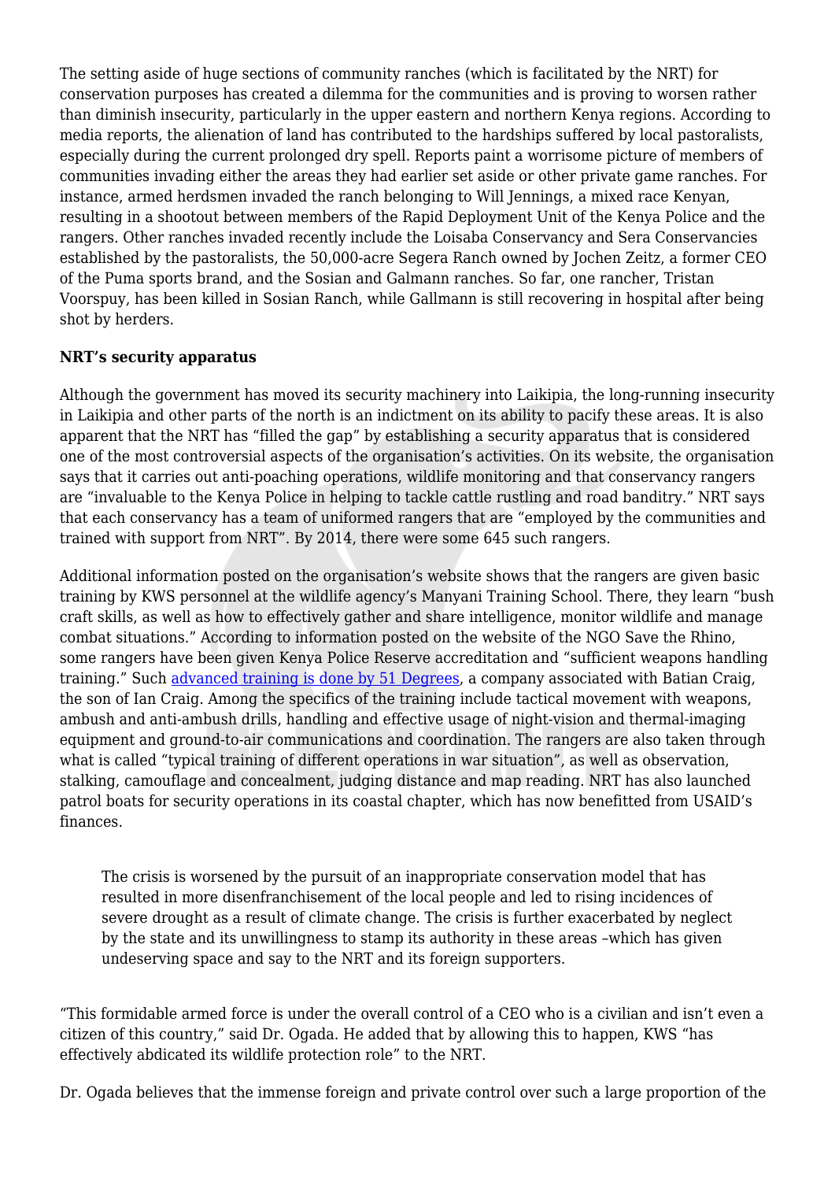The setting aside of huge sections of community ranches (which is facilitated by the NRT) for conservation purposes has created a dilemma for the communities and is proving to worsen rather than diminish insecurity, particularly in the upper eastern and northern Kenya regions. According to media reports, the alienation of land has contributed to the hardships suffered by local pastoralists, especially during the current prolonged dry spell. Reports paint a worrisome picture of members of communities invading either the areas they had earlier set aside or other private game ranches. For instance, armed herdsmen invaded the ranch belonging to Will Jennings, a mixed race Kenyan, resulting in a shootout between members of the Rapid Deployment Unit of the Kenya Police and the rangers. Other ranches invaded recently include the Loisaba Conservancy and Sera Conservancies established by the pastoralists, the 50,000-acre Segera Ranch owned by Jochen Zeitz, a former CEO of the Puma sports brand, and the Sosian and Galmann ranches. So far, one rancher, Tristan Voorspuy, has been killed in Sosian Ranch, while Gallmann is still recovering in hospital after being shot by herders.

**NRT's security apparatus**

Although the government has moved its security machinery into Laikipia, the long-running insecurity in Laikipia and other parts of the north is an indictment on its ability to pacify these areas. It is also apparent that the NRT has "filled the gap" by establishing a security apparatus that is considered one of the most controversial aspects of the organisation's activities. On its website, the organisation says that it carries out anti-poaching operations, wildlife monitoring and that conservancy rangers are "invaluable to the Kenya Police in helping to tackle cattle rustling and road banditry." NRT says that each conservancy has a team of uniformed rangers that are "employed by the communities and trained with support from NRT". By 2014, there were some 645 such rangers.

Additional information posted on the organisation's website shows that the rangers are given basic training by KWS personnel at the wildlife agency's Manyani Training School. There, they learn "bush craft skills, as well as how to effectively gather and share intelligence, monitor wildlife and manage combat situations." According to information posted on the website of the NGO Save the Rhino, some rangers have been given Kenya Police Reserve accreditation and "sufficient weapons handling training." Such advanced training is done by 51 Degrees, a company associated with Batian Craig, the son of Ian Craig. Among the specifics of the training include tactical movement with weapons, ambush and anti-ambush drills, handling and effective usage of night-vision and thermal-imaging equipment and ground-to-air communications and coordination. The rangers are also taken through what is called "typical training of different operations in war situation", as well as observation, stalking, camouflage and concealment, judging distance and map reading. NRT has also launched patrol boats for security operations in its coastal chapter, which has now benefitted from USAID's finances.

> The crisis is worsened by the pursuit of an inappropriate conservation model that has resulted in more disenfranchisement of the local people and led to rising incidences of severe drought as a result of climate change. The crisis is further exacerbated by neglect by the state and its unwillingness to stamp its authority in these areas –which has given undeserving space and say to the NRT and its foreign supporters.

"This formidable armed force is under the overall control of a CEO who is a civilian and isn't even a citizen of this country," said Dr. Ogada. He added that by allowing this to happen, KWS "has effectively abdicated its wildlife protection role" to the NRT.

Dr. Ogada believes that the immense foreign and private control over such a large proportion of the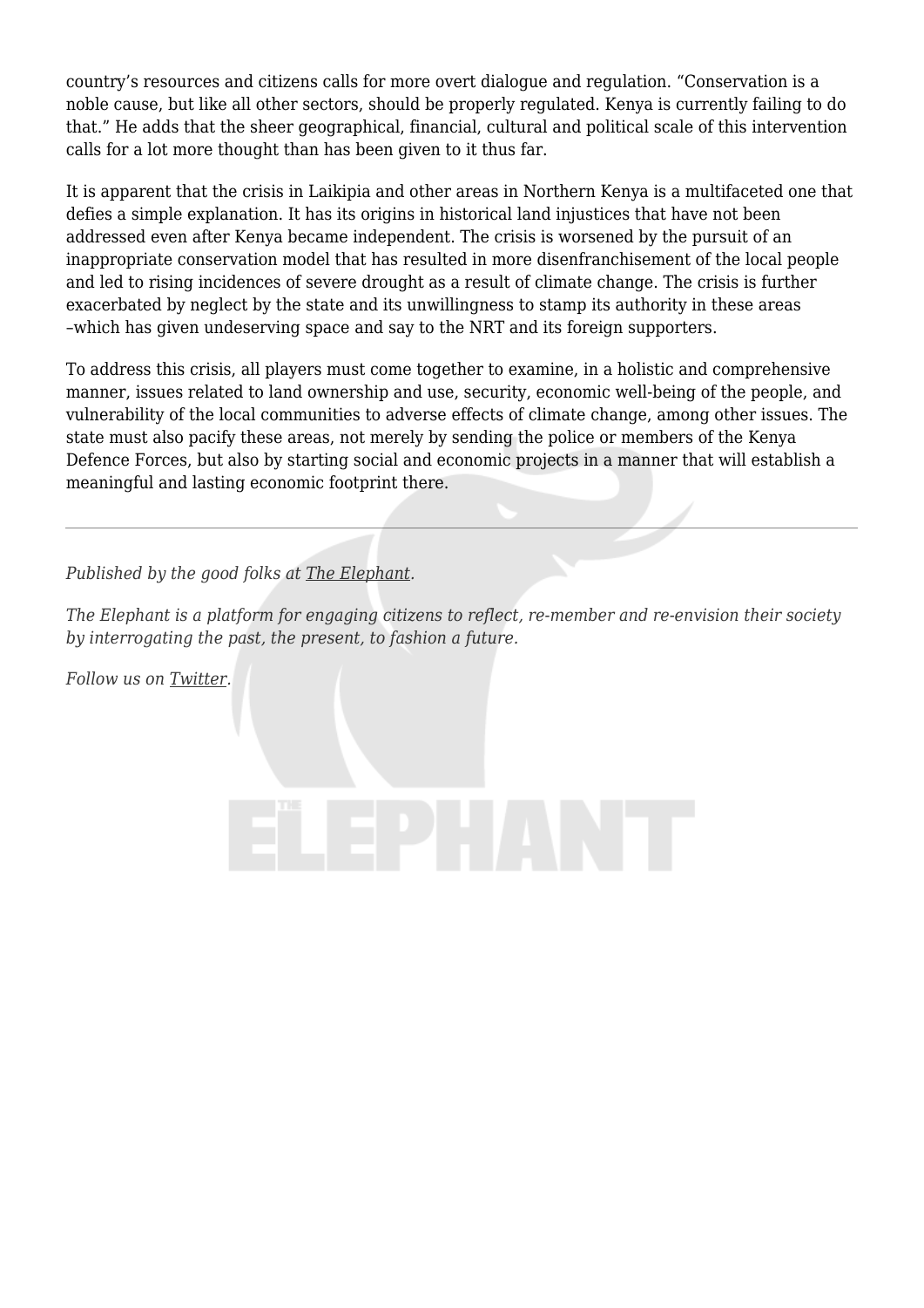country's resources and citizens calls for more overt dialogue and regulation. "Conservation is a noble cause, but like all other sectors, should be properly regulated. Kenya is currently failing to do that." He adds that the sheer geographical, financial, cultural and political scale of this intervention calls for a lot more thought than has been given to it thus far.

It is apparent that the crisis in Laikipia and other areas in Northern Kenya is a multifaceted one that defies a simple explanation. It has its origins in historical land injustices that have not been addressed even after Kenya became independent. The crisis is worsened by the pursuit of an inappropriate conservation model that has resulted in more disenfranchisement of the local people and led to rising incidences of severe drought as a result of climate change. The crisis is further exacerbated by neglect by the state and its unwillingness to stamp its authority in these areas –which has given undeserving space and say to the NRT and its foreign supporters.

To address this crisis, all players must come together to examine, in a holistic and comprehensive manner, issues related to land ownership and use, security, economic well-being of the people, and vulnerability of the local communities to adverse effects of climate change, among other issues. The state must also pacify these areas, not merely by sending the police or members of the Kenya Defence Forces, but also by starting social and economic projects in a manner that will establish a meaningful and lasting economic footprint there.

---

*Published by the good folks at The Elephant.*

*The Elephant is a platform for engaging citizens to reflect, re-member and re-envision their society by interrogating the past, the present, to fashion a future.*

*Follow us on Twitter.*